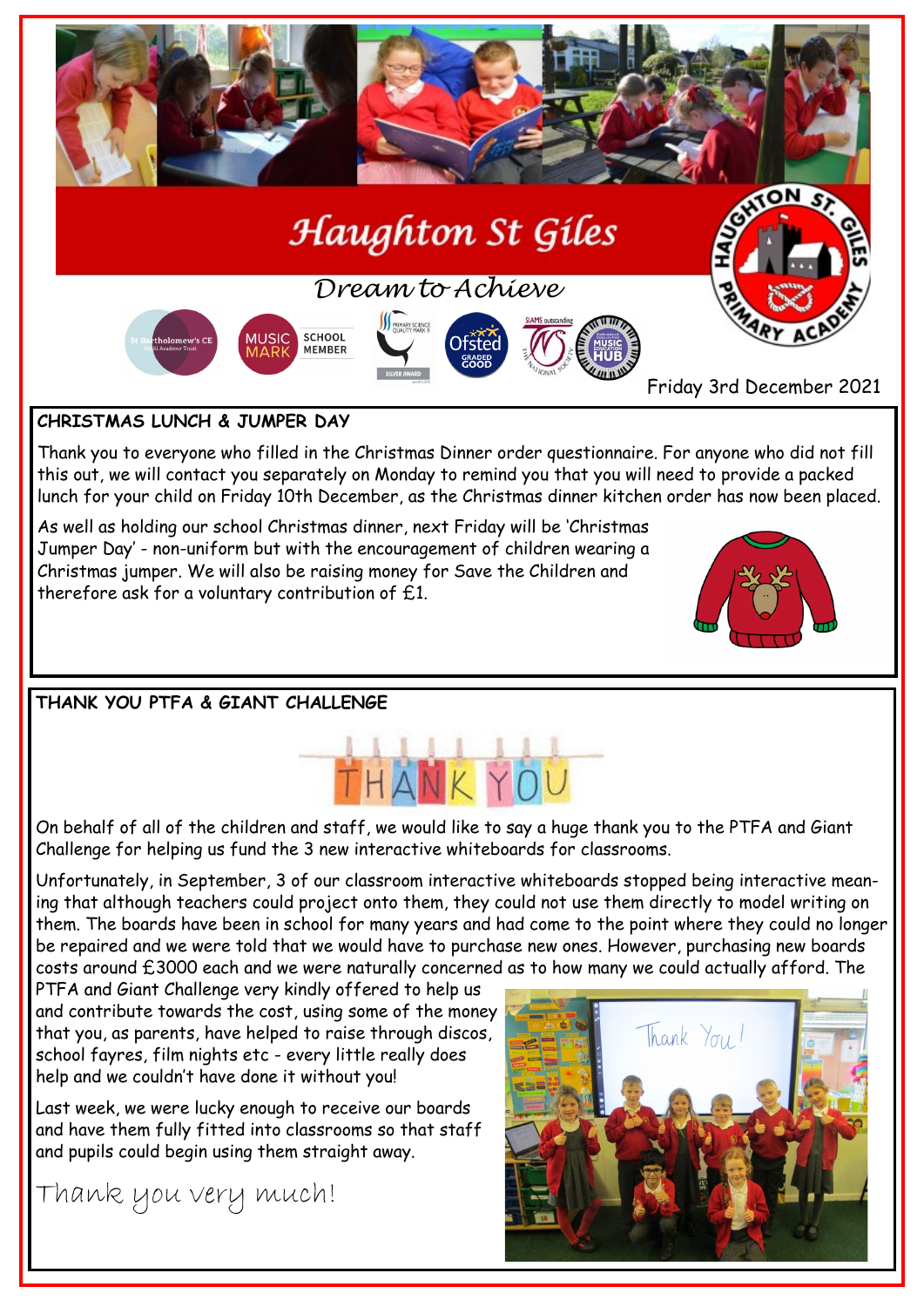# Haughton St Giles

*Dream to Achieve*

Friday 3rd December 2021

## CHRISTMAS LUNCH & JUMPER DAY

Thank you to everyone who filled in the Christmas Dinner order questionnaire. For anyone who did not fill this out, we will contact you separately on Monday to remind you that you will need to provide a packed lunch for your child on Friday 10th December, as the Christmas dinner kitchen order has now been placed.

As well as holding our school Christmas dinner, next Friday will be 'Christmas Jumper Day' - non-uniform but with the encouragement of children wearing a Christmas jumper. We will also be raising money for Save the Children and therefore ask for a voluntary contribution of £1.

## THANK YOU PTFA & GIANT CHALLENGE

On behalf of all of the children and staff, we would like to say a huge thank you to the PTFA and Giant Challenge for helping us fund the 3 new interactive whiteboards for classrooms.

Unfortunately, in September, 3 of our classroom interactive whiteboards stopped being interactive meaning that although teachers could project onto them, they could not use them directly to model writing on them. The boards have been in school for many years and had come to the point where they could no longer be repaired and we were told that we would have to purchase new ones. However, purchasing new boards costs around £3000 each and we were naturally concerned as to how many we could actually afford. The PTFA and Giant Challenge very kindly offered to help us and contribute towards the cost, using some of the money that you, as parents, have helped to raise through discos, school fayres, film nights etc - every little really does help and we couldn't have done it without you!

Last week, we were lucky enough to receive our boards and have them fully fitted into classrooms so that staff and pupils could begin using them straight away.

*Thank you very much!*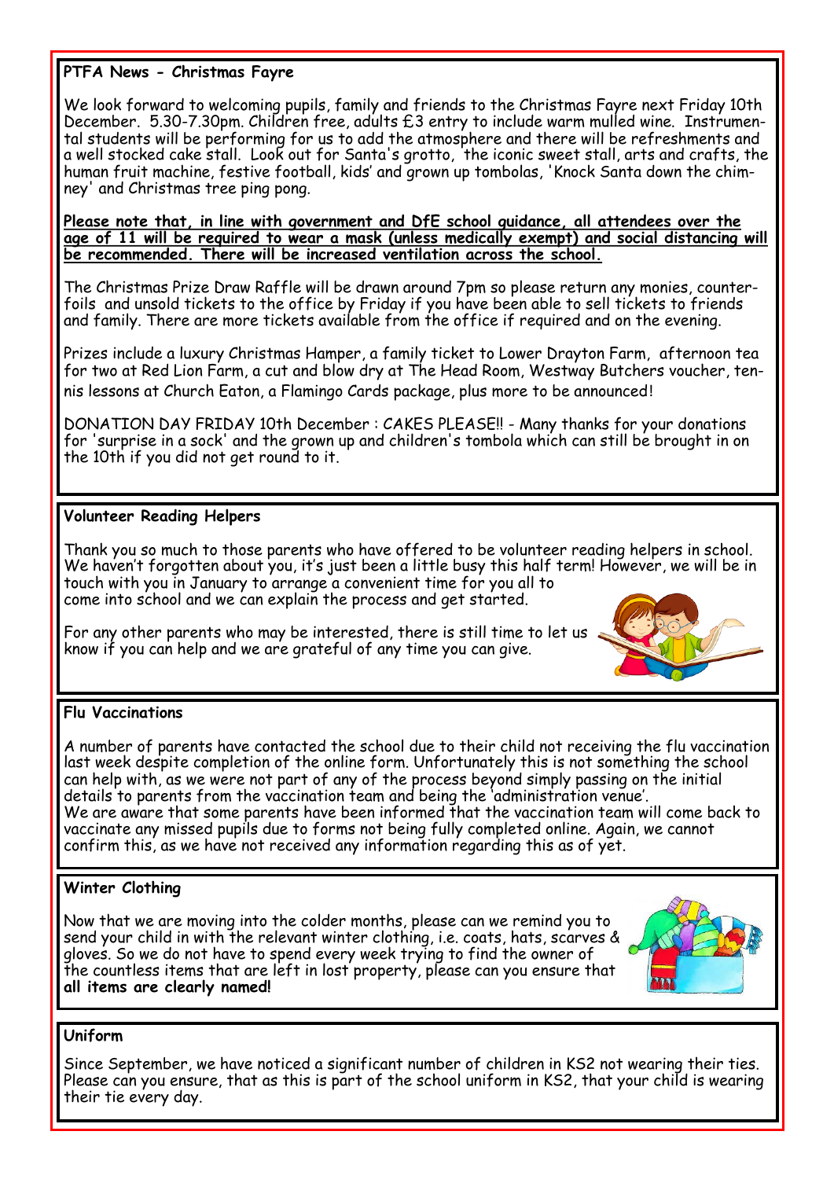## PTFA News - Christmas Fayre

We look forward to welcoming pupils, family and friends to the Christmas Fayre next Friday 10th December. 5.30-7.30pm. Children free, adults £3 entry to include warm mulled wine. Instrumental students will be performing for us to add the atmosphere and there will be refreshments and a well stocked cake stall. Look out for Santa's grotto, the iconic sweet stall, arts and crafts, the human fruit machine, festive football, kids' and grown up tombolas, 'Knock Santa down the chimney' and Christmas tree ping pong.

**Please note that, in line with government and DfE school guidance, all attendees over the age of 11 will be required to wear a mask (unless medically exempt) and social distancing will be recommended. There will be increased ventilation across the school.**

The Christmas Prize Draw Raffle will be drawn around 7pm so please return any monies, counterfoils and unsold tickets to the office by Friday if you have been able to sell tickets to friends and family. There are more tickets available from the office if required and on the evening.

Prizes include a luxury Christmas Hamper, a family ticket to Lower Drayton Farm, afternoon tea for two at Red Lion Farm, a cut and blow dry at The Head Room, Westway Butchers voucher, tennis lessons at Church Eaton, a Flamingo Cards package, plus more to be announced!

DONATION DAY FRIDAY 10th December : CAKES PLEASE!! - Many thanks for your donations for 'surprise in a sock' and the grown up and children's tombola which can still be brought in on the 10th if you did not get round to it.

## Volunteer Reading Helpers

Thank you so much to those parents who have offered to be volunteer reading helpers in school. We haven't forgotten about you, it's just been a little busy this half term! However, we will be in touch with you in January to arrange a convenient time for you all to come into school and we can explain the process and get started.

For any other parents who may be interested, there is still time to let us know if you can help and we are grateful of any time you can give.

## Flu Vaccinations

A number of parents have contacted the school due to their child not receiving the flu vaccination last week despite completion of the online form. Unfortunately this is not something the school can help with, as we were not part of any of the process beyond simply passing on the initial details to parents from the vaccination team and being the 'administration venue'.
We are aware that some parents have been informed that the vaccination team will come back to vaccinate any missed pupils due to forms not being fully completed online. Again, we cannot confirm this, as we have not received any information regarding this as of yet.

## Winter Clothing

Now that we are moving into the colder months, please can we remind you to send your child in with the relevant winter clothing, i.e. coats, hats, scarves & gloves. So we do not have to spend every week trying to find the owner of the countless items that are left in lost property, please can you ensure that **all items are clearly named!**

## Uniform

Since September, we have noticed a significant number of children in KS2 not wearing their ties. Please can you ensure, that as this is part of the school uniform in KS2, that your child is wearing their tie every day.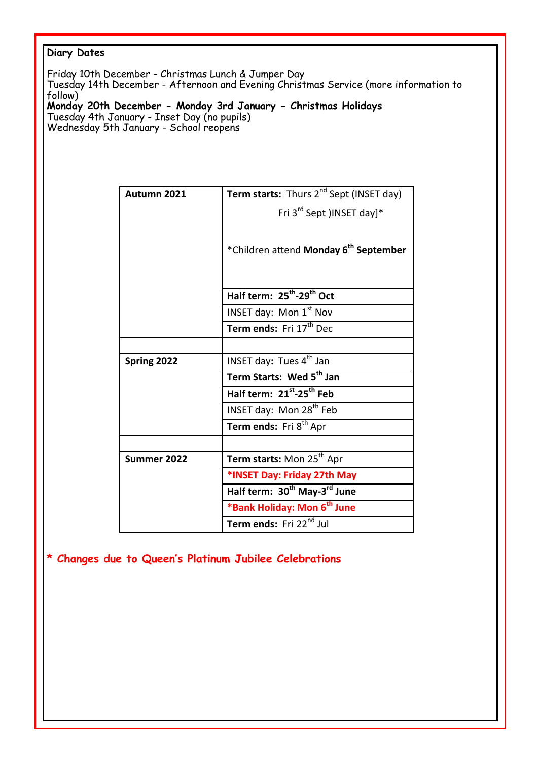**Diary Dates**

Friday 10th December - Christmas Lunch & Jumper Day
Tuesday 14th December - Afternoon and Evening Christmas Service (more information to follow)
**Monday 20th December - Monday 3rd January - Christmas Holidays**
Tuesday 4th January - Inset Day (no pupils)
Wednesday 5th January - School reopens

| | |
|---|---|
| **Autumn 2021** | **Term starts:** Thurs 2nd Sept (INSET day)<br>Fri 3rd Sept )INSET day]*<br><br>*Children attend **Monday 6th September** |
| | **Half term: 25th-29th Oct** |
| | INSET day: Mon 1st Nov |
| | **Term ends:** Fri 17th Dec |
| | |
| **Spring 2022** | INSET day**:** Tues 4th Jan |
| | **Term Starts: Wed 5th Jan** |
| | **Half term: 21st-25th Feb** |
| | INSET day: Mon 28th Feb |
| | **Term ends:** Fri 8th Apr |
| | |
| **Summer 2022** | **Term starts:** Mon 25th Apr |
| | **\*INSET Day: Friday 27th May** |
| | **Half term: 30th May-3rd June** |
| | **\*Bank Holiday: Mon 6th June** |
| | **Term ends:** Fri 22nd Jul |

**\* Changes due to Queen's Platinum Jubilee Celebrations**